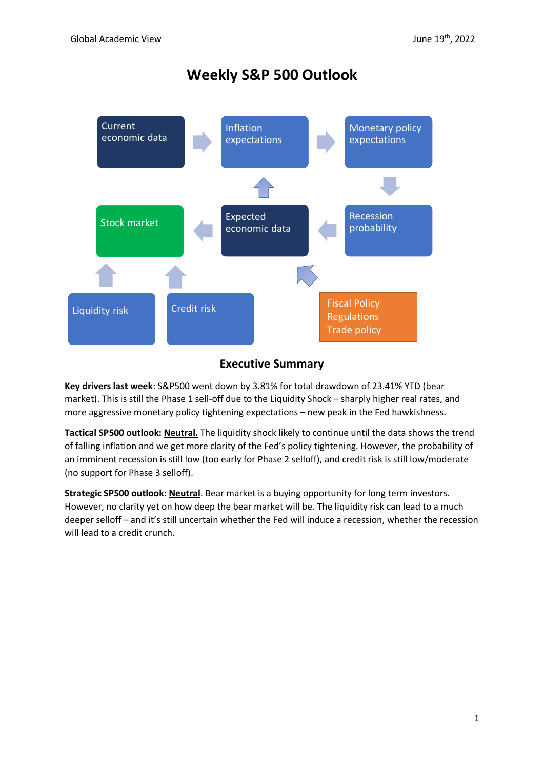# Weekly S&P 500 Outlook

Current economic data → Inflation expectations → Monetary policy expectations → Recession probability → Expected economic data → Stock market

Liquidity risk → Stock market

Credit risk → Stock market

Fiscal Policy
Regulations
Trade policy → Expected economic data

## Executive Summary

**Key drivers last week**: S&P500 went down by 3.81% for total drawdown of 23.41% YTD (bear market). This is still the Phase 1 sell-off due to the Liquidity Shock – sharply higher real rates, and more aggressive monetary policy tightening expectations – new peak in the Fed hawkishness.

**Tactical SP500 outlook: <u>Neutral.</u>** The liquidity shock likely to continue until the data shows the trend of falling inflation and we get more clarity of the Fed's policy tightening. However, the probability of an imminent recession is still low (too early for Phase 2 selloff), and credit risk is still low/moderate (no support for Phase 3 selloff).

**Strategic SP500 outlook: <u>Neutral</u>**. Bear market is a buying opportunity for long term investors. However, no clarity yet on how deep the bear market will be. The liquidity risk can lead to a much deeper selloff – and it's still uncertain whether the Fed will induce a recession, whether the recession will lead to a credit crunch.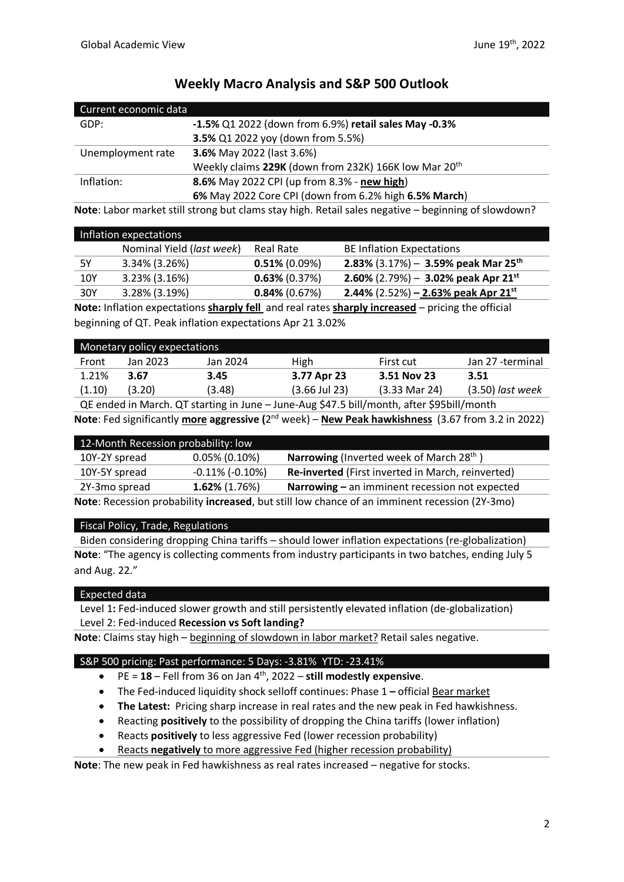# Weekly Macro Analysis and S&P 500 Outlook

| Current economic data | |
|---|---|
| GDP: | **-1.5%** Q1 2022 (down from 6.9%) **retail sales May -0.3%** |
| | **3.5%** Q1 2022 yoy (down from 5.5%) |
| Unemployment rate | **3.6%** May 2022 (last 3.6%) |
| | Weekly claims **229K** (down from 232K) 166K low Mar 20th |
| Inflation: | **8.6%** May 2022 CPI (up from 8.3% - **new high**) |
| | **6%** May 2022 Core CPI (down from 6.2% high **6.5% March**) |

**Note**: Labor market still strong but clams stay high. Retail sales negative – beginning of slowdown?

| Inflation expectations | Nominal Yield (*last week*) | Real Rate | BE Inflation Expectations |
|---|---|---|---|
| 5Y | 3.34% (3.26%) | **0.51%** (0.09%) | **2.83%** (3.17%) – **3.59% peak Mar 25th** |
| 10Y | 3.23% (3.16%) | **0.63%** (0.37%) | **2.60%** (2.79%) – **3.02% peak Apr 21st** |
| 30Y | 3.28% (3.19%) | **0.84%** (0.67%) | **2.44%** (2.52%) **– 2.63% peak Apr 21st** |

**Note:** Inflation expectations **sharply fell** and real rates **sharply increased** – pricing the official beginning of QT. Peak inflation expectations Apr 21 3.02%

| Front | Jan 2023 | Jan 2024 | High | First cut | Jan 27 -terminal |
|---|---|---|---|---|---|
| 1.21% | **3.67** | **3.45** | **3.77 Apr 23** | **3.51 Nov 23** | **3.51** |
| (1.10) | (3.20) | (3.48) | (3.66 Jul 23) | (3.33 Mar 24) | (3.50) *last week* |

Monetary policy expectations

QE ended in March. QT starting in June – June-Aug $47.5 bill/month, after $95bill/month

**Note**: Fed significantly **more aggressive (**2nd week) – **New Peak hawkishness** (3.67 from 3.2 in 2022)

| 12-Month Recession probability: low | | |
|---|---|---|
| 10Y-2Y spread | 0.05% (0.10%) | **Narrowing** (Inverted week of March 28th ) |
| 10Y-5Y spread | -0.11% (-0.10%) | **Re-inverted** (First inverted in March, reinverted) |
| 2Y-3mo spread | **1.62%** (1.76%) | **Narrowing –** an imminent recession not expected |

**Note**: Recession probability **increased**, but still low chance of an imminent recession (2Y-3mo)

## Fiscal Policy, Trade, Regulations

Biden considering dropping China tariffs – should lower inflation expectations (re-globalization)

**Note**: "The agency is collecting comments from industry participants in two batches, ending July 5 and Aug. 22."

## Expected data

Level 1**:** Fed-induced slower growth and still persistently elevated inflation (de-globalization)

Level 2: Fed-induced **Recession vs Soft landing?**

**Note**: Claims stay high – beginning of slowdown in labor market? Retail sales negative.

## S&P 500 pricing: Past performance: 5 Days: -3.81% YTD: -23.41%

- PE = **18** – Fell from 36 on Jan 4th, 2022 – **still modestly expensive**.
- The Fed-induced liquidity shock selloff continues: Phase 1 **–** official Bear market
- **The Latest:** Pricing sharp increase in real rates and the new peak in Fed hawkishness.
- Reacting **positively** to the possibility of dropping the China tariffs (lower inflation)
- Reacts **positively** to less aggressive Fed (lower recession probability)
- Reacts **negatively** to more aggressive Fed (higher recession probability)

**Note**: The new peak in Fed hawkishness as real rates increased – negative for stocks.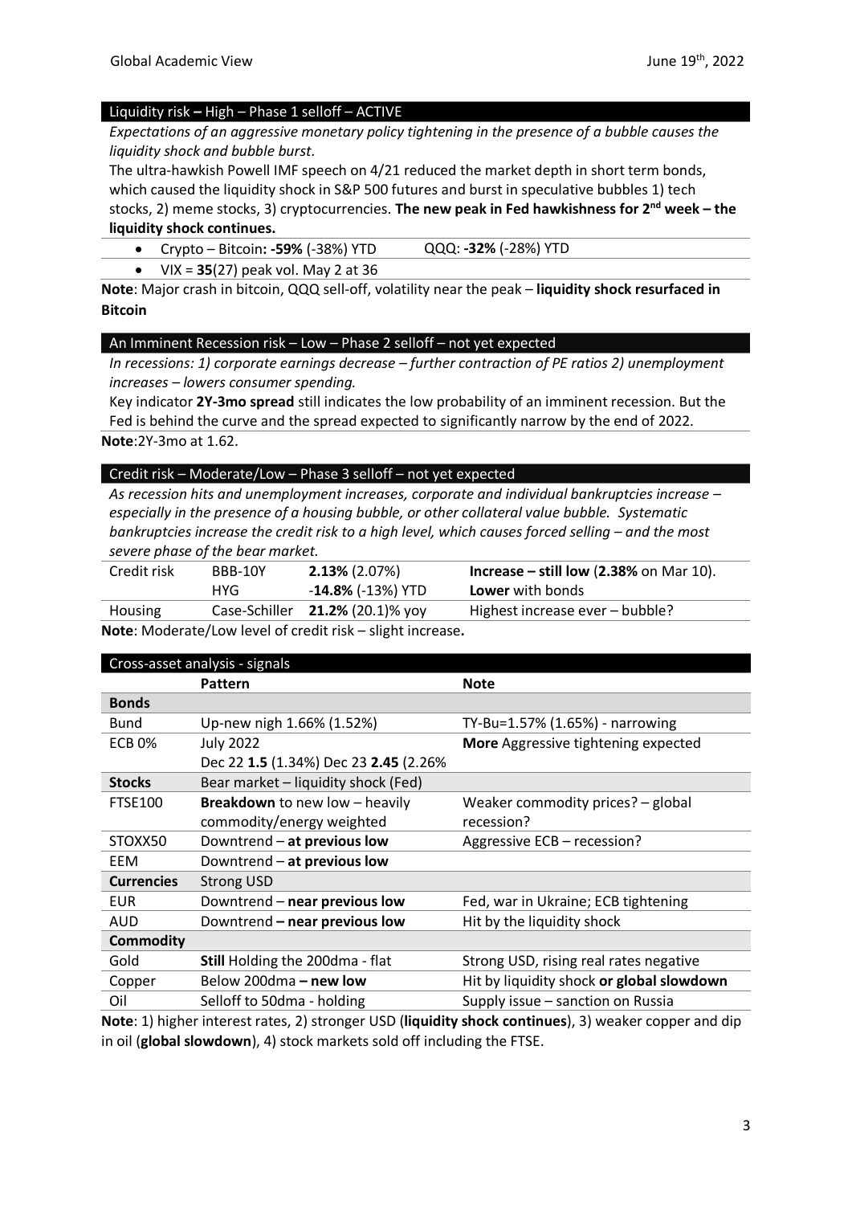## Liquidity risk – High – Phase 1 selloff – ACTIVE

*Expectations of an aggressive monetary policy tightening in the presence of a bubble causes the liquidity shock and bubble burst.*

The ultra-hawkish Powell IMF speech on 4/21 reduced the market depth in short term bonds, which caused the liquidity shock in S&P 500 futures and burst in speculative bubbles 1) tech stocks, 2) meme stocks, 3) cryptocurrencies. **The new peak in Fed hawkishness for 2nd week – the liquidity shock continues.**

- Crypto – Bitcoin**: -59%** (-38%) YTD QQQ: **-32%** (-28%) YTD
- VIX = **35**(27) peak vol. May 2 at 36

**Note**: Major crash in bitcoin, QQQ sell-off, volatility near the peak – **liquidity shock resurfaced in Bitcoin**

## An Imminent Recession risk – Low – Phase 2 selloff – not yet expected

*In recessions: 1) corporate earnings decrease – further contraction of PE ratios 2) unemployment increases – lowers consumer spending.*

Key indicator **2Y-3mo spread** still indicates the low probability of an imminent recession. But the Fed is behind the curve and the spread expected to significantly narrow by the end of 2022.

**Note**:2Y-3mo at 1.62.

## Credit risk – Moderate/Low – Phase 3 selloff – not yet expected

*As recession hits and unemployment increases, corporate and individual bankruptcies increase – especially in the presence of a housing bubble, or other collateral value bubble. Systematic bankruptcies increase the credit risk to a high level, which causes forced selling – and the most severe phase of the bear market.*

| | | | |
|---|---|---|---|
| Credit risk | BBB-10Y | **2.13%** (2.07%) | **Increase – still low** (**2.38%** on Mar 10). |
| | HYG | -**14.8%** (-13%) YTD | **Lower** with bonds |
| Housing | Case-Schiller | **21.2%** (20.1)% yoy | Highest increase ever – bubble? |

**Note**: Moderate/Low level of credit risk – slight increase**.**

## Cross-asset analysis - signals

| | Pattern | Note |
|---|---|---|
| **Bonds** | | |
| Bund | Up-new nigh 1.66% (1.52%) | TY-Bu=1.57% (1.65%) - narrowing |
| ECB 0% | July 2022<br>Dec 22 **1.5** (1.34%) Dec 23 **2.45** (2.26% | **More** Aggressive tightening expected |
| **Stocks** | Bear market – liquidity shock (Fed) | |
| FTSE100 | **Breakdown** to new low – heavily commodity/energy weighted | Weaker commodity prices? – global recession? |
| STOXX50 | Downtrend – **at previous low** | Aggressive ECB – recession? |
| EEM | Downtrend – **at previous low** | |
| **Currencies** | Strong USD | |
| EUR | Downtrend – **near previous low** | Fed, war in Ukraine; ECB tightening |
| AUD | Downtrend **– near previous low** | Hit by the liquidity shock |
| **Commodity** | | |
| Gold | **Still** Holding the 200dma - flat | Strong USD, rising real rates negative |
| Copper | Below 200dma **– new low** | Hit by liquidity shock **or global slowdown** |
| Oil | Selloff to 50dma - holding | Supply issue – sanction on Russia |

**Note**: 1) higher interest rates, 2) stronger USD (**liquidity shock continues**), 3) weaker copper and dip in oil (**global slowdown**), 4) stock markets sold off including the FTSE.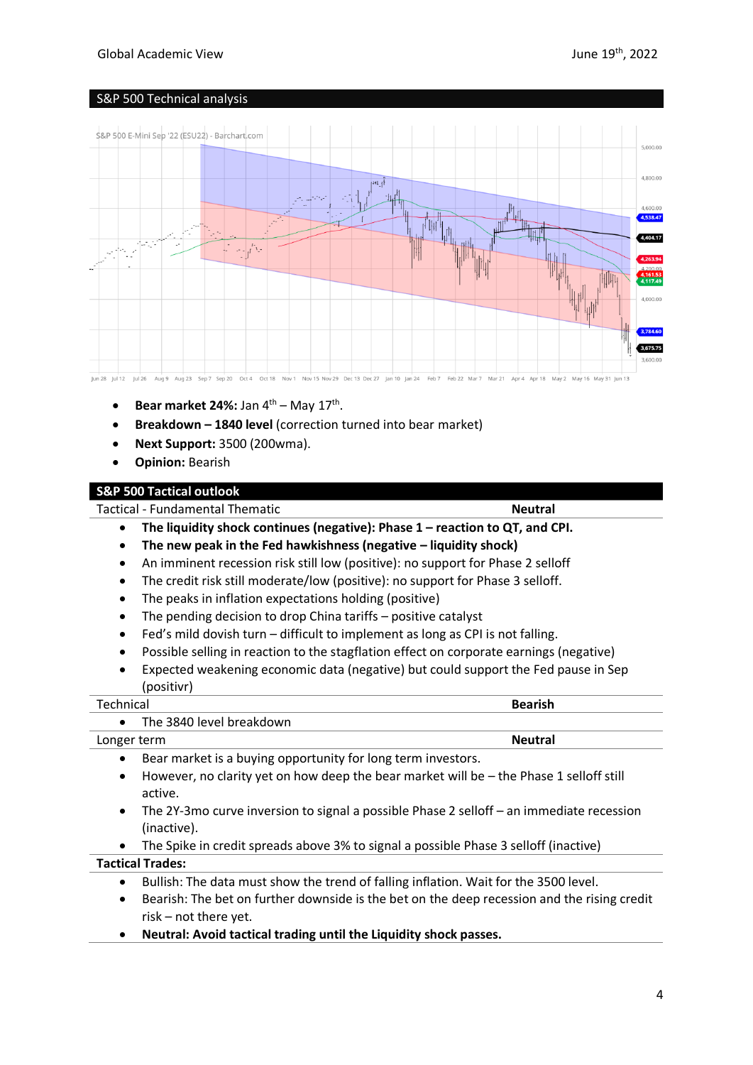## S&P 500 Technical analysis

- **Bear market 24%:** Jan 4th – May 17th.
- **Breakdown – 1840 level** (correction turned into bear market)
- **Next Support:** 3500 (200wma).
- **Opinion:** Bearish

## S&P 500 Tactical outlook

| Tactical - Fundamental Thematic | **Neutral** |
|---|---|

- **The liquidity shock continues (negative): Phase 1 – reaction to QT, and CPI.**
- **The new peak in the Fed hawkishness (negative – liquidity shock)**
- An imminent recession risk still low (positive): no support for Phase 2 selloff
- The credit risk still moderate/low (positive): no support for Phase 3 selloff.
- The peaks in inflation expectations holding (positive)
- The pending decision to drop China tariffs – positive catalyst
- Fed's mild dovish turn – difficult to implement as long as CPI is not falling.
- Possible selling in reaction to the stagflation effect on corporate earnings (negative)
- Expected weakening economic data (negative) but could support the Fed pause in Sep (positivr)

| Technical | **Bearish** |
|---|---|

- The 3840 level breakdown

| Longer term | **Neutral** |
|---|---|

- Bear market is a buying opportunity for long term investors.
- However, no clarity yet on how deep the bear market will be – the Phase 1 selloff still active.
- The 2Y-3mo curve inversion to signal a possible Phase 2 selloff – an immediate recession (inactive).
- The Spike in credit spreads above 3% to signal a possible Phase 3 selloff (inactive)

**Tactical Trades:**

- Bullish: The data must show the trend of falling inflation. Wait for the 3500 level.
- Bearish: The bet on further downside is the bet on the deep recession and the rising credit risk – not there yet.
- **Neutral: Avoid tactical trading until the Liquidity shock passes.**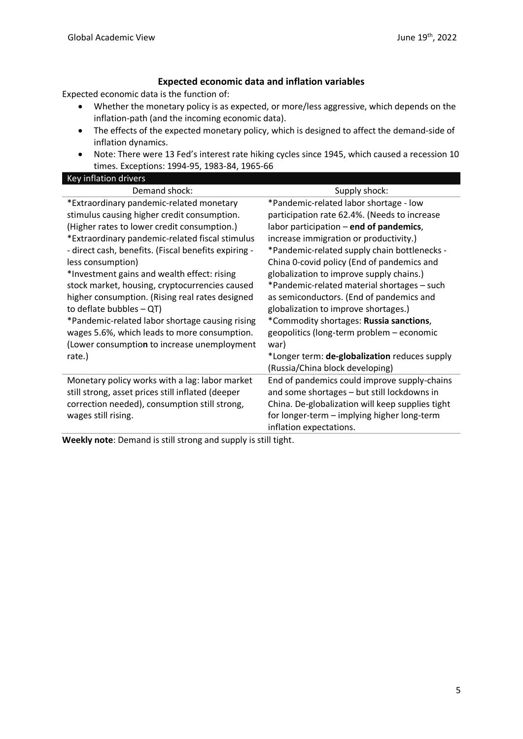### Expected economic data and inflation variables

Expected economic data is the function of:

- Whether the monetary policy is as expected, or more/less aggressive, which depends on the inflation-path (and the incoming economic data).
- The effects of the expected monetary policy, which is designed to affect the demand-side of inflation dynamics.
- Note: There were 13 Fed's interest rate hiking cycles since 1945, which caused a recession 10 times. Exceptions: 1994-95, 1983-84, 1965-66

| Key inflation drivers | |
|---|---|
| Demand shock: | Supply shock: |
| *Extraordinary pandemic-related monetary stimulus causing higher credit consumption. (Higher rates to lower credit consumption.)<br>*Extraordinary pandemic-related fiscal stimulus - direct cash, benefits. (Fiscal benefits expiring - less consumption)<br>*Investment gains and wealth effect: rising stock market, housing, cryptocurrencies caused higher consumption. (Rising real rates designed to deflate bubbles – QT)<br>*Pandemic-related labor shortage causing rising wages 5.6%, which leads to more consumption. (Lower consumptio**n** to increase unemployment rate.) | *Pandemic-related labor shortage - low participation rate 62.4%. (Needs to increase labor participation – **end of pandemics**, increase immigration or productivity.)<br>*Pandemic-related supply chain bottlenecks - China 0-covid policy (End of pandemics and globalization to improve supply chains.)<br>*Pandemic-related material shortages – such as semiconductors. (End of pandemics and globalization to improve shortages.)<br>*Commodity shortages: **Russia sanctions**, geopolitics (long-term problem – economic war)<br>*Longer term: **de-globalization** reduces supply (Russia/China block developing) |
| Monetary policy works with a lag: labor market still strong, asset prices still inflated (deeper correction needed), consumption still strong, wages still rising. | End of pandemics could improve supply-chains and some shortages – but still lockdowns in China. De-globalization will keep supplies tight for longer-term – implying higher long-term inflation expectations. |

**Weekly note**: Demand is still strong and supply is still tight.